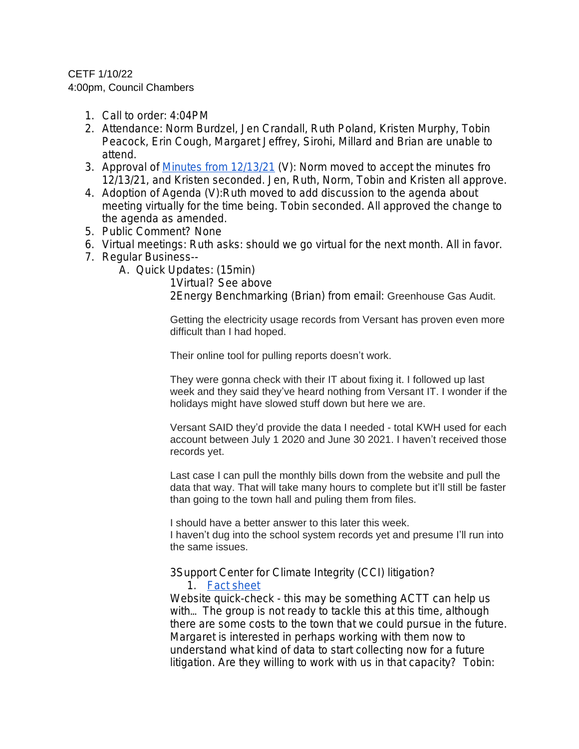CETF 1/10/22
4:00pm, Council Chambers

1. Call to order: 4:04PM
2. Attendance: Norm Burdzel, Jen Crandall, Ruth Poland, Kristen Murphy, Tobin Peacock, Erin Cough, Margaret Jeffrey, Sirohi, Millard and Brian are unable to attend.
3. Approval of [Minutes from 12/13/21]() (V): Norm moved to accept the minutes fro 12/13/21, and Kristen seconded. Jen, Ruth, Norm, Tobin and Kristen all approve.
4. Adoption of Agenda (V):Ruth moved to add discussion to the agenda about meeting virtually for the time being. Tobin seconded. All approved the change to the agenda as amended.
5. Public Comment? None
6. Virtual meetings: Ruth asks: should we go virtual for the next month. All in favor.
7. Regular Business--
    A. Quick Updates: (15min)

        1Virtual? See above

        2Energy Benchmarking (Brian) from email: Greenhouse Gas Audit.

        Getting the electricity usage records from Versant has proven even more difficult than I had hoped.

        Their online tool for pulling reports doesn't work.

        They were gonna check with their IT about fixing it. I followed up last week and they said they've heard nothing from Versant IT. I wonder if the holidays might have slowed stuff down but here we are.

        Versant SAID they'd provide the data I needed - total KWH used for each account between July 1 2020 and June 30 2021. I haven't received those records yet.

        Last case I can pull the monthly bills down from the website and pull the data that way. That will take many hours to complete but it'll still be faster than going to the town hall and puling them from files.

        I should have a better answer to this later this week.
        I haven't dug into the school system records yet and presume I'll run into the same issues.

        3Support Center for Climate Integrity (CCI) litigation?

        1. [Fact sheet]()

        Website quick-check - this may be something ACTT can help us with... The group is not ready to tackle this at this time, although there are some costs to the town that we could pursue in the future. Margaret is interested in perhaps working with them now to understand what kind of data to start collecting now for a future litigation. Are they willing to work with us in that capacity? Tobin: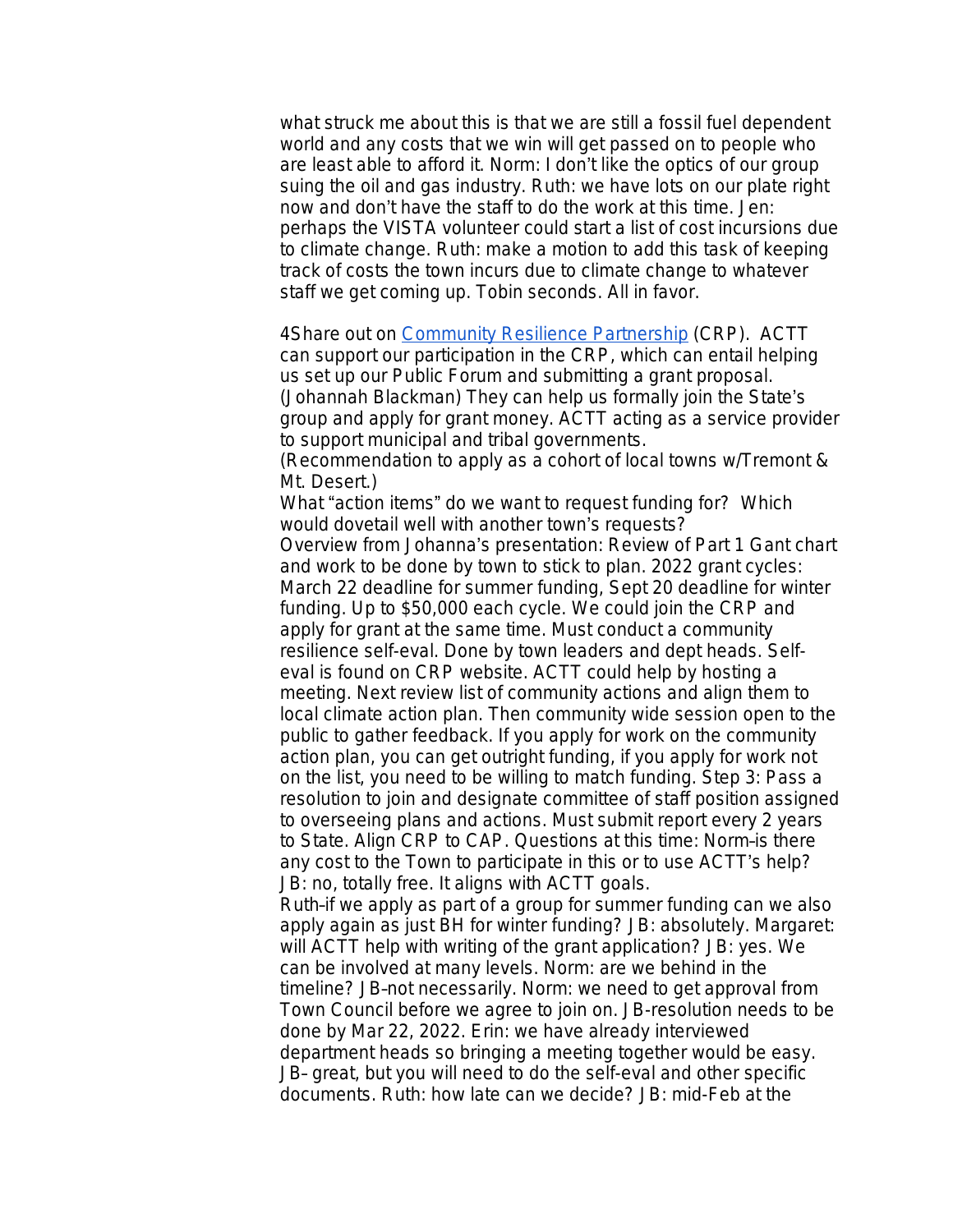what struck me about this is that we are still a fossil fuel dependent world and any costs that we win will get passed on to people who are least able to afford it. Norm: I don't like the optics of our group suing the oil and gas industry. Ruth: we have lots on our plate right now and don't have the staff to do the work at this time. Jen: perhaps the VISTA volunteer could start a list of cost incursions due to climate change. Ruth: make a motion to add this task of keeping track of costs the town incurs due to climate change to whatever staff we get coming up. Tobin seconds. All in favor.

4Share out on [Community Resilience Partnership](Community Resilience Partnership) (CRP). ACTT can support our participation in the CRP, which can entail helping us set up our Public Forum and submitting a grant proposal. (Johannah Blackman) They can help us formally join the State's group and apply for grant money. ACTT acting as a service provider to support municipal and tribal governments.
(Recommendation to apply as a cohort of local towns w/Tremont & Mt. Desert.)
What "action items" do we want to request funding for? Which would dovetail well with another town's requests?
Overview from Johanna's presentation: Review of Part 1 Gant chart and work to be done by town to stick to plan. 2022 grant cycles: March 22 deadline for summer funding, Sept 20 deadline for winter funding. Up to $50,000 each cycle. We could join the CRP and apply for grant at the same time. Must conduct a community resilience self-eval. Done by town leaders and dept heads. Self-eval is found on CRP website. ACTT could help by hosting a meeting. Next review list of community actions and align them to local climate action plan. Then community wide session open to the public to gather feedback. If you apply for work on the community action plan, you can get outright funding, if you apply for work not on the list, you need to be willing to match funding. Step 3: Pass a resolution to join and designate committee of staff position assigned to overseeing plans and actions. Must submit report every 2 years to State. Align CRP to CAP. Questions at this time: Norm–is there any cost to the Town to participate in this or to use ACTT's help? JB: no, totally free. It aligns with ACTT goals.
Ruth–if we apply as part of a group for summer funding can we also apply again as just BH for winter funding? JB: absolutely. Margaret: will ACTT help with writing of the grant application? JB: yes. We can be involved at many levels. Norm: are we behind in the timeline? JB–not necessarily. Norm: we need to get approval from Town Council before we agree to join on. JB-resolution needs to be done by Mar 22, 2022. Erin: we have already interviewed department heads so bringing a meeting together would be easy. JB– great, but you will need to do the self-eval and other specific documents. Ruth: how late can we decide? JB: mid-Feb at the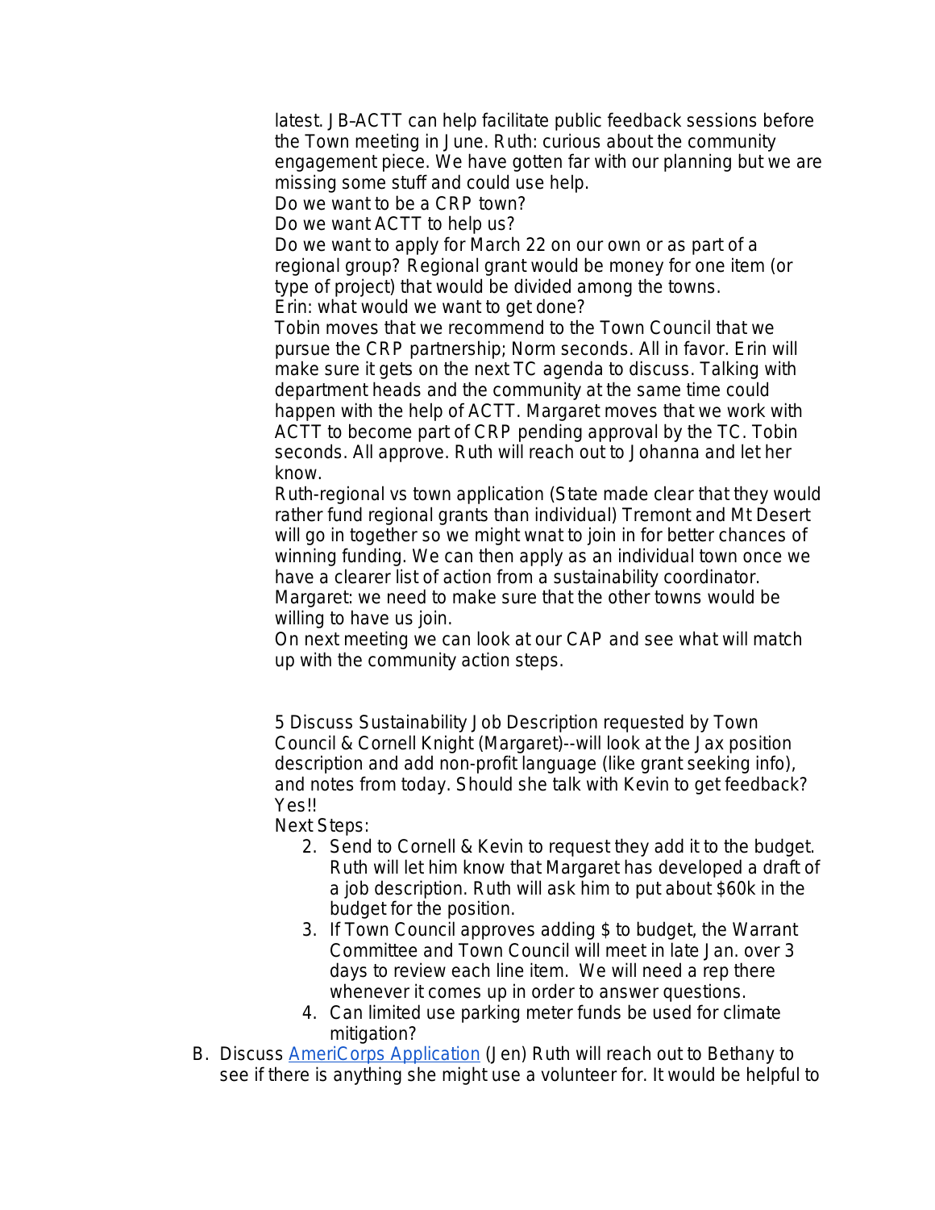latest. JB-ACTT can help facilitate public feedback sessions before the Town meeting in June. Ruth: curious about the community engagement piece. We have gotten far with our planning but we are missing some stuff and could use help.
Do we want to be a CRP town?
Do we want ACTT to help us?
Do we want to apply for March 22 on our own or as part of a regional group? Regional grant would be money for one item (or type of project) that would be divided among the towns.
Erin: what would we want to get done?
Tobin moves that we recommend to the Town Council that we pursue the CRP partnership; Norm seconds. All in favor. Erin will make sure it gets on the next TC agenda to discuss. Talking with department heads and the community at the same time could happen with the help of ACTT. Margaret moves that we work with ACTT to become part of CRP pending approval by the TC. Tobin seconds. All approve. Ruth will reach out to Johanna and let her know.
Ruth-regional vs town application (State made clear that they would rather fund regional grants than individual) Tremont and Mt Desert will go in together so we might wnat to join in for better chances of winning funding. We can then apply as an individual town once we have a clearer list of action from a sustainability coordinator.
Margaret: we need to make sure that the other towns would be willing to have us join.
On next meeting we can look at our CAP and see what will match up with the community action steps.

5 Discuss Sustainability Job Description requested by Town Council & Cornell Knight (Margaret)--will look at the Jax position description and add non-profit language (like grant seeking info), and notes from today. Should she talk with Kevin to get feedback? Yes!!
Next Steps:

2. Send to Cornell & Kevin to request they add it to the budget. Ruth will let him know that Margaret has developed a draft of a job description. Ruth will ask him to put about $60k in the budget for the position.
3. If Town Council approves adding $ to budget, the Warrant Committee and Town Council will meet in late Jan. over 3 days to review each line item. We will need a rep there whenever it comes up in order to answer questions.
4. Can limited use parking meter funds be used for climate mitigation?

B. Discuss [AmeriCorps Application]() (Jen) Ruth will reach out to Bethany to see if there is anything she might use a volunteer for. It would be helpful to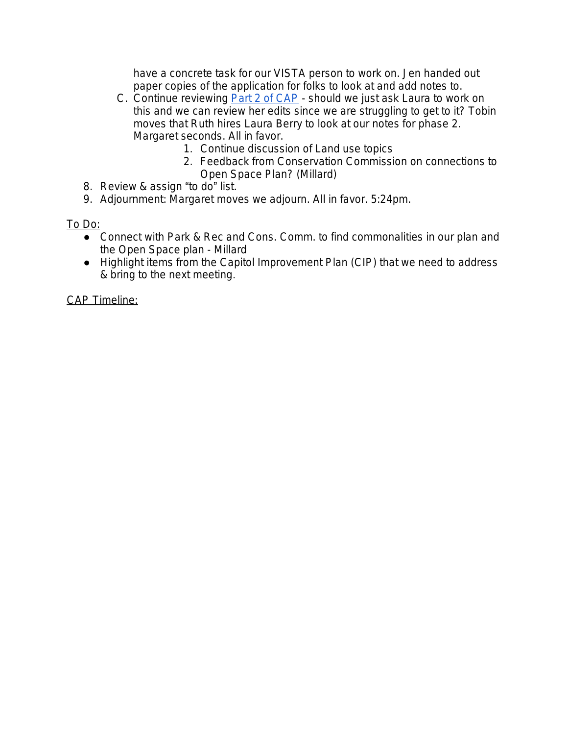have a concrete task for our VISTA person to work on. Jen handed out paper copies of the application for folks to look at and add notes to.

C. Continue reviewing [Part 2 of CAP](#) - should we just ask Laura to work on this and we can review her edits since we are struggling to get to it? Tobin moves that Ruth hires Laura Berry to look at our notes for phase 2. Margaret seconds. All in favor.
    1. Continue discussion of Land use topics
    2. Feedback from Conservation Commission on connections to Open Space Plan? (Millard)

8. Review & assign “to do” list.
9. Adjournment: Margaret moves we adjourn. All in favor. 5:24pm.

<u>To Do:</u>

- Connect with Park & Rec and Cons. Comm. to find commonalities in our plan and the Open Space plan - Millard
- Highlight items from the Capitol Improvement Plan (CIP) that we need to address & bring to the next meeting.

<u>CAP Timeline:</u>